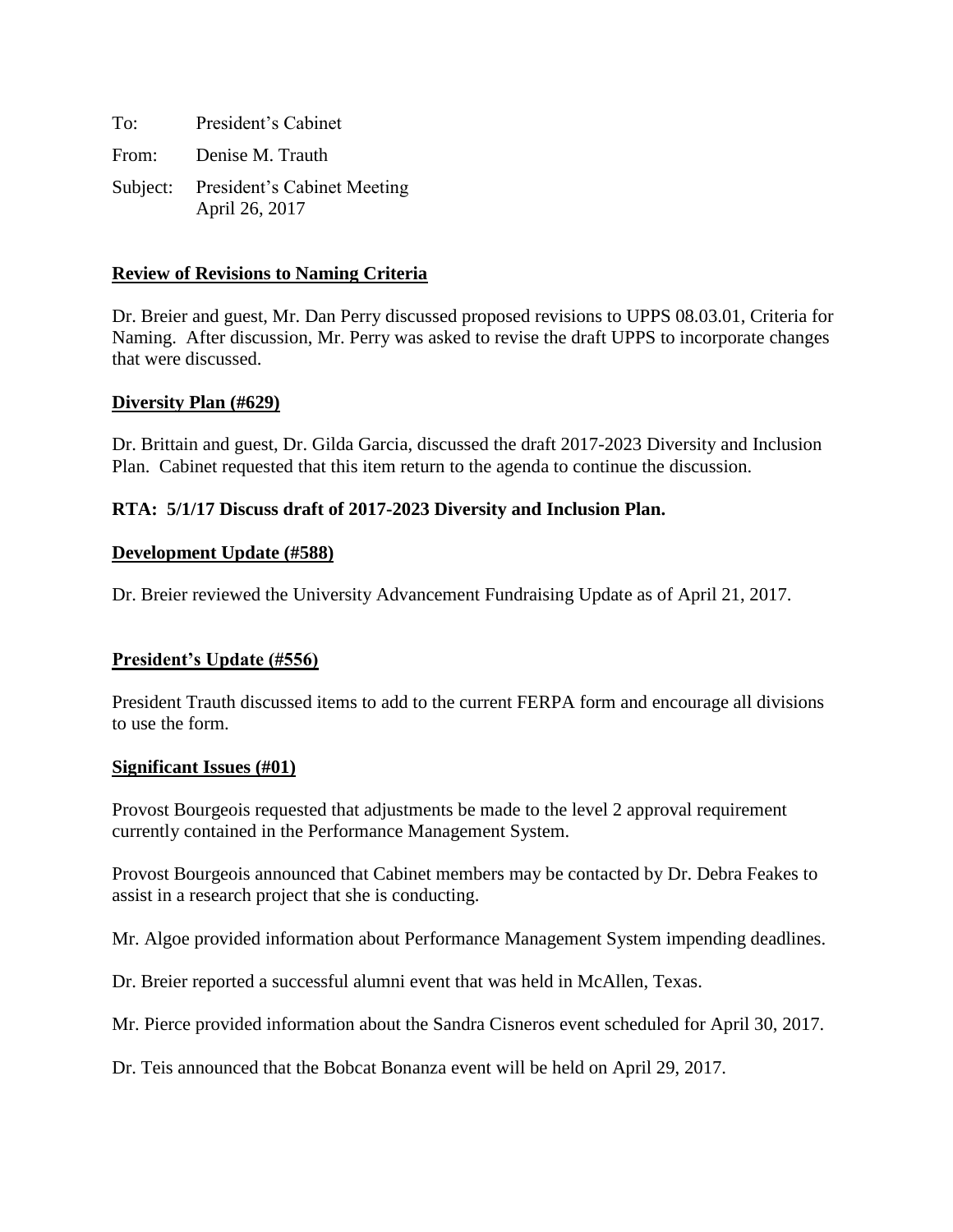To: President's Cabinet

From: Denise M. Trauth

Subject: President's Cabinet Meeting
April 26, 2017

**Review of Revisions to Naming Criteria**

Dr. Breier and guest, Mr. Dan Perry discussed proposed revisions to UPPS 08.03.01, Criteria for Naming. After discussion, Mr. Perry was asked to revise the draft UPPS to incorporate changes that were discussed.

**Diversity Plan (#629)**

Dr. Brittain and guest, Dr. Gilda Garcia, discussed the draft 2017-2023 Diversity and Inclusion Plan. Cabinet requested that this item return to the agenda to continue the discussion.

**RTA: 5/1/17 Discuss draft of 2017-2023 Diversity and Inclusion Plan.**

**Development Update (#588)**

Dr. Breier reviewed the University Advancement Fundraising Update as of April 21, 2017.

**President's Update (#556)**

President Trauth discussed items to add to the current FERPA form and encourage all divisions to use the form.

**Significant Issues (#01)**

Provost Bourgeois requested that adjustments be made to the level 2 approval requirement currently contained in the Performance Management System.

Provost Bourgeois announced that Cabinet members may be contacted by Dr. Debra Feakes to assist in a research project that she is conducting.

Mr. Algoe provided information about Performance Management System impending deadlines.

Dr. Breier reported a successful alumni event that was held in McAllen, Texas.

Mr. Pierce provided information about the Sandra Cisneros event scheduled for April 30, 2017.

Dr. Teis announced that the Bobcat Bonanza event will be held on April 29, 2017.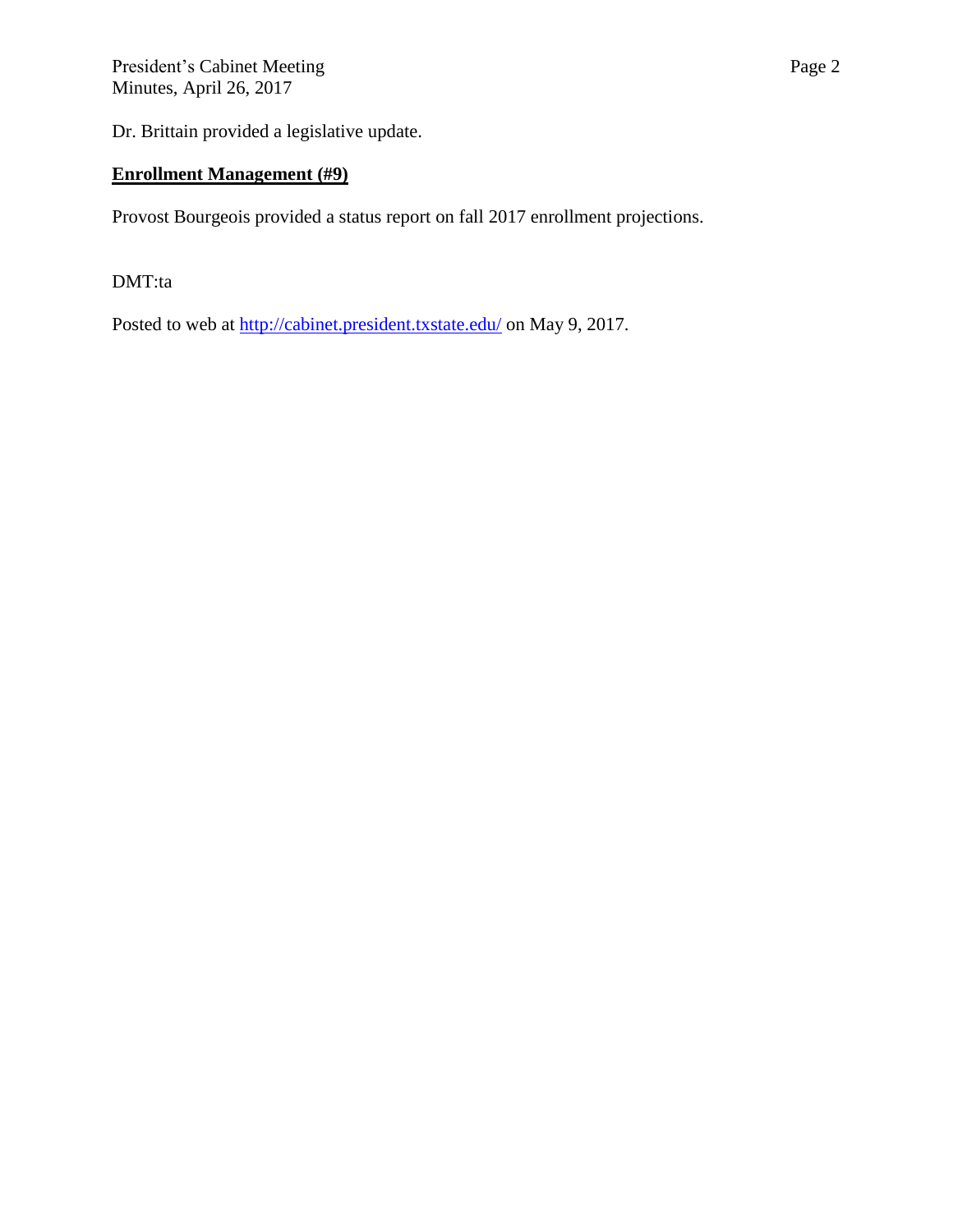Dr. Brittain provided a legislative update.

**Enrollment Management (#9)**

Provost Bourgeois provided a status report on fall 2017 enrollment projections.

DMT:ta

Posted to web at http://cabinet.president.txstate.edu/ on May 9, 2017.